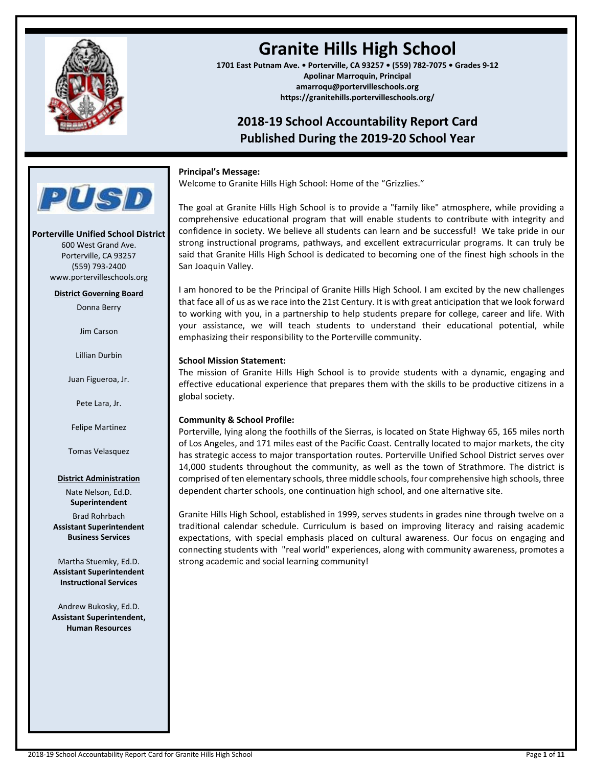# Granite Hills High School

**1701 East Putnam Ave. • Porterville, CA 93257 • (559) 782-7075 • Grades 9-12**
**Apolinar Marroquin, Principal**
**amarroqu@portervilleschools.org**
**https://granitehills.portervilleschools.org/**

## 2018-19 School Accountability Report Card
## Published During the 2019-20 School Year

**Porterville Unified School District**
600 West Grand Ave.
Porterville, CA 93257
(559) 793-2400
www.portervilleschools.org

**District Governing Board**

Donna Berry

Jim Carson

Lillian Durbin

Juan Figueroa, Jr.

Pete Lara, Jr.

Felipe Martinez

Tomas Velasquez

**District Administration**

Nate Nelson, Ed.D.
**Superintendent**

Brad Rohrbach
**Assistant Superintendent Business Services**

Martha Stuemky, Ed.D.
**Assistant Superintendent Instructional Services**

Andrew Bukosky, Ed.D.
**Assistant Superintendent, Human Resources**

### Principal's Message:

Welcome to Granite Hills High School: Home of the "Grizzlies."

The goal at Granite Hills High School is to provide a "family like" atmosphere, while providing a comprehensive educational program that will enable students to contribute with integrity and confidence in society. We believe all students can learn and be successful! We take pride in our strong instructional programs, pathways, and excellent extracurricular programs. It can truly be said that Granite Hills High School is dedicated to becoming one of the finest high schools in the San Joaquin Valley.

I am honored to be the Principal of Granite Hills High School. I am excited by the new challenges that face all of us as we race into the 21st Century. It is with great anticipation that we look forward to working with you, in a partnership to help students prepare for college, career and life. With your assistance, we will teach students to understand their educational potential, while emphasizing their responsibility to the Porterville community.

### School Mission Statement:

The mission of Granite Hills High School is to provide students with a dynamic, engaging and effective educational experience that prepares them with the skills to be productive citizens in a global society.

### Community & School Profile:

Porterville, lying along the foothills of the Sierras, is located on State Highway 65, 165 miles north of Los Angeles, and 171 miles east of the Pacific Coast. Centrally located to major markets, the city has strategic access to major transportation routes. Porterville Unified School District serves over 14,000 students throughout the community, as well as the town of Strathmore. The district is comprised of ten elementary schools, three middle schools, four comprehensive high schools, three dependent charter schools, one continuation high school, and one alternative site.

Granite Hills High School, established in 1999, serves students in grades nine through twelve on a traditional calendar schedule. Curriculum is based on improving literacy and raising academic expectations, with special emphasis placed on cultural awareness. Our focus on engaging and connecting students with "real world" experiences, along with community awareness, promotes a strong academic and social learning community!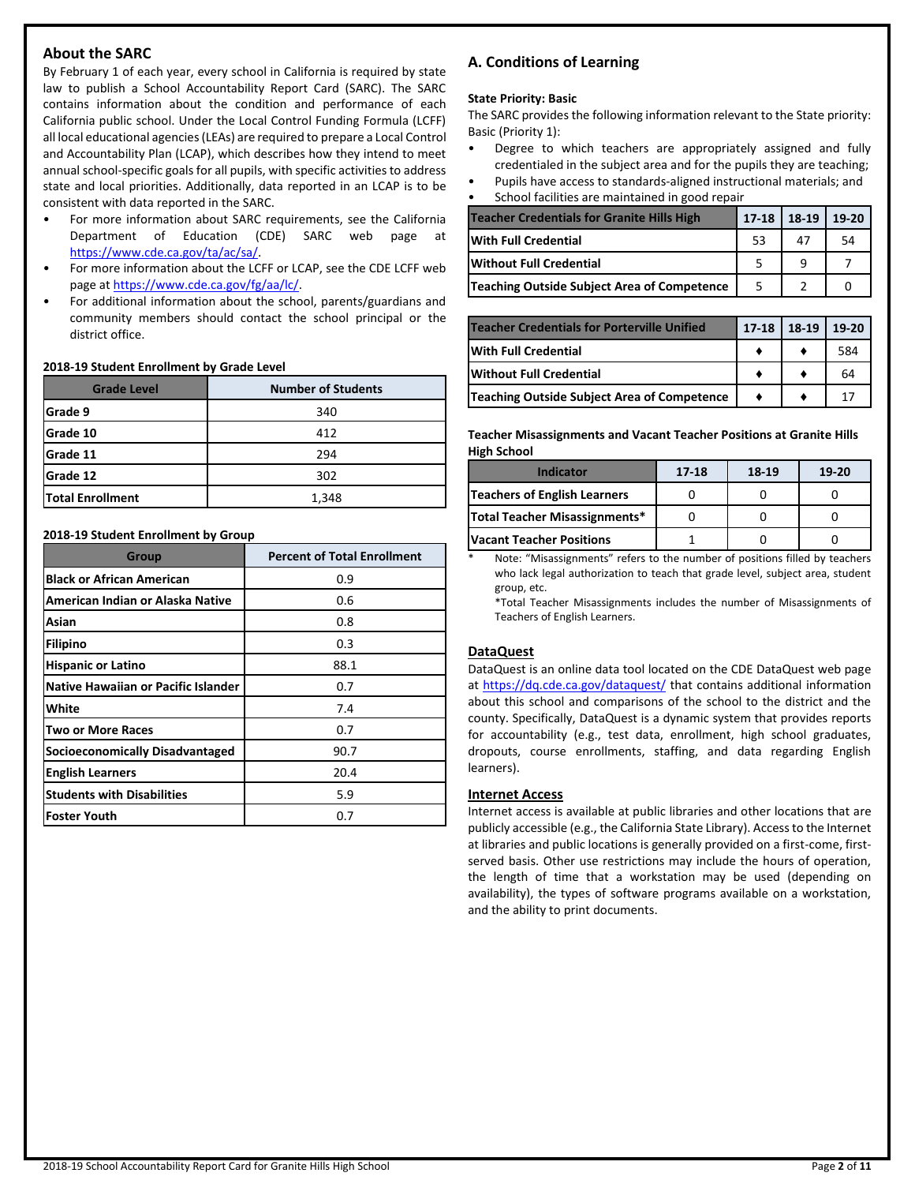## About the SARC

By February 1 of each year, every school in California is required by state law to publish a School Accountability Report Card (SARC). The SARC contains information about the condition and performance of each California public school. Under the Local Control Funding Formula (LCFF) all local educational agencies (LEAs) are required to prepare a Local Control and Accountability Plan (LCAP), which describes how they intend to meet annual school-specific goals for all pupils, with specific activities to address state and local priorities. Additionally, data reported in an LCAP is to be consistent with data reported in the SARC.

- For more information about SARC requirements, see the California Department of Education (CDE) SARC web page at https://www.cde.ca.gov/ta/ac/sa/.
- For more information about the LCFF or LCAP, see the CDE LCFF web page at https://www.cde.ca.gov/fg/aa/lc/.
- For additional information about the school, parents/guardians and community members should contact the school principal or the district office.

**2018-19 Student Enrollment by Grade Level**

| Grade Level | Number of Students |
|---|---|
| Grade 9 | 340 |
| Grade 10 | 412 |
| Grade 11 | 294 |
| Grade 12 | 302 |
| Total Enrollment | 1,348 |

**2018-19 Student Enrollment by Group**

| Group | Percent of Total Enrollment |
|---|---|
| Black or African American | 0.9 |
| American Indian or Alaska Native | 0.6 |
| Asian | 0.8 |
| Filipino | 0.3 |
| Hispanic or Latino | 88.1 |
| Native Hawaiian or Pacific Islander | 0.7 |
| White | 7.4 |
| Two or More Races | 0.7 |
| Socioeconomically Disadvantaged | 90.7 |
| English Learners | 20.4 |
| Students with Disabilities | 5.9 |
| Foster Youth | 0.7 |

## A. Conditions of Learning

**State Priority: Basic**

The SARC provides the following information relevant to the State priority: Basic (Priority 1):

- Degree to which teachers are appropriately assigned and fully credentialed in the subject area and for the pupils they are teaching;
- Pupils have access to standards-aligned instructional materials; and
- School facilities are maintained in good repair

| Teacher Credentials for Granite Hills High | 17-18 | 18-19 | 19-20 |
|---|---|---|---|
| With Full Credential | 53 | 47 | 54 |
| Without Full Credential | 5 | 9 | 7 |
| Teaching Outside Subject Area of Competence | 5 | 2 | 0 |

| Teacher Credentials for Porterville Unified | 17-18 | 18-19 | 19-20 |
|---|---|---|---|
| With Full Credential | ♦ | ♦ | 584 |
| Without Full Credential | ♦ | ♦ | 64 |
| Teaching Outside Subject Area of Competence | ♦ | ♦ | 17 |

**Teacher Misassignments and Vacant Teacher Positions at Granite Hills High School**

| Indicator | 17-18 | 18-19 | 19-20 |
|---|---|---|---|
| Teachers of English Learners | 0 | 0 | 0 |
| Total Teacher Misassignments* | 0 | 0 | 0 |
| Vacant Teacher Positions | 1 | 0 | 0 |

\* Note: "Misassignments" refers to the number of positions filled by teachers who lack legal authorization to teach that grade level, subject area, student group, etc.

*Total Teacher Misassignments includes the number of Misassignments of Teachers of English Learners.

### DataQuest

DataQuest is an online data tool located on the CDE DataQuest web page at https://dq.cde.ca.gov/dataquest/ that contains additional information about this school and comparisons of the school to the district and the county. Specifically, DataQuest is a dynamic system that provides reports for accountability (e.g., test data, enrollment, high school graduates, dropouts, course enrollments, staffing, and data regarding English learners).

### Internet Access

Internet access is available at public libraries and other locations that are publicly accessible (e.g., the California State Library). Access to the Internet at libraries and public locations is generally provided on a first-come, first-served basis. Other use restrictions may include the hours of operation, the length of time that a workstation may be used (depending on availability), the types of software programs available on a workstation, and the ability to print documents.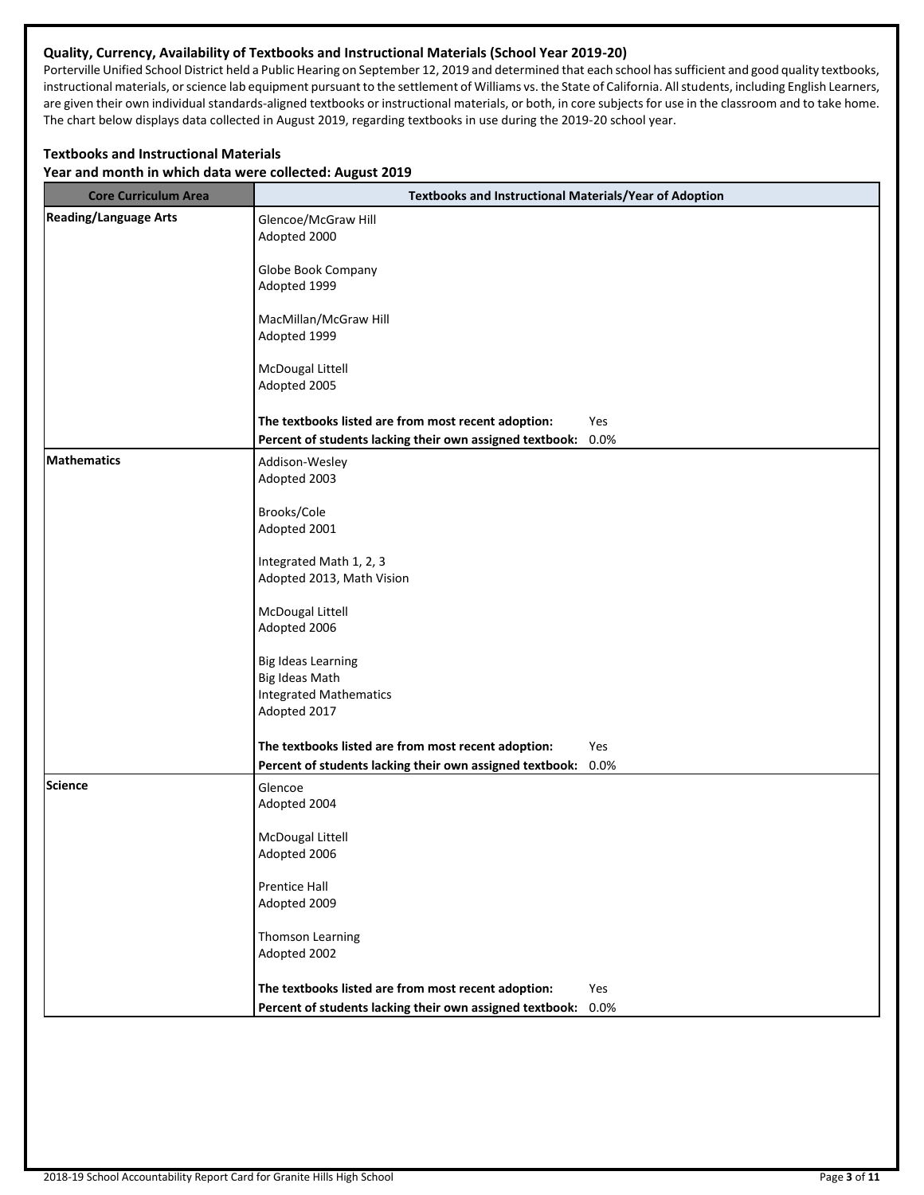**Quality, Currency, Availability of Textbooks and Instructional Materials (School Year 2019-20)**

Porterville Unified School District held a Public Hearing on September 12, 2019 and determined that each school has sufficient and good quality textbooks, instructional materials, or science lab equipment pursuant to the settlement of Williams vs. the State of California. All students, including English Learners, are given their own individual standards-aligned textbooks or instructional materials, or both, in core subjects for use in the classroom and to take home. The chart below displays data collected in August 2019, regarding textbooks in use during the 2019-20 school year.

**Textbooks and Instructional Materials**

**Year and month in which data were collected: August 2019**

| Core Curriculum Area | Textbooks and Instructional Materials/Year of Adoption |
|---|---|
| **Reading/Language Arts** | Glencoe/McGraw Hill<br>Adopted 2000<br><br>Globe Book Company<br>Adopted 1999<br><br>MacMillan/McGraw Hill<br>Adopted 1999<br><br>McDougal Littell<br>Adopted 2005<br><br>**The textbooks listed are from most recent adoption:** Yes<br>**Percent of students lacking their own assigned textbook:** 0.0% |
| **Mathematics** | Addison-Wesley<br>Adopted 2003<br><br>Brooks/Cole<br>Adopted 2001<br><br>Integrated Math 1, 2, 3<br>Adopted 2013, Math Vision<br><br>McDougal Littell<br>Adopted 2006<br><br>Big Ideas Learning<br>Big Ideas Math<br>Integrated Mathematics<br>Adopted 2017<br><br>**The textbooks listed are from most recent adoption:** Yes<br>**Percent of students lacking their own assigned textbook:** 0.0% |
| **Science** | Glencoe<br>Adopted 2004<br><br>McDougal Littell<br>Adopted 2006<br><br>Prentice Hall<br>Adopted 2009<br><br>Thomson Learning<br>Adopted 2002<br><br>**The textbooks listed are from most recent adoption:** Yes<br>**Percent of students lacking their own assigned textbook:** 0.0% |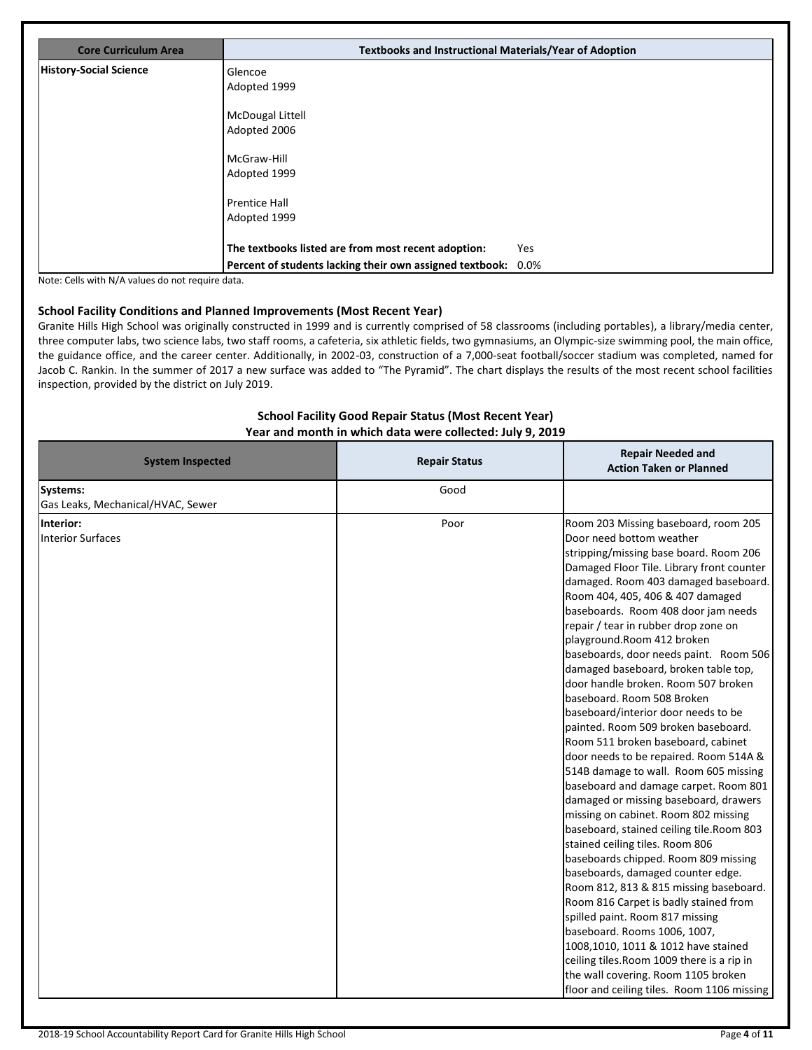| Core Curriculum Area | Textbooks and Instructional Materials/Year of Adoption |
|---|---|
| History-Social Science | Glencoe<br>Adopted 1999<br><br>McDougal Littell<br>Adopted 2006<br><br>McGraw-Hill<br>Adopted 1999<br><br>Prentice Hall<br>Adopted 1999<br><br>**The textbooks listed are from most recent adoption:** Yes<br>**Percent of students lacking their own assigned textbook:** 0.0% |

Note: Cells with N/A values do not require data.

### School Facility Conditions and Planned Improvements (Most Recent Year)

Granite Hills High School was originally constructed in 1999 and is currently comprised of 58 classrooms (including portables), a library/media center, three computer labs, two science labs, two staff rooms, a cafeteria, six athletic fields, two gymnasiums, an Olympic-size swimming pool, the main office, the guidance office, and the career center. Additionally, in 2002-03, construction of a 7,000-seat football/soccer stadium was completed, named for Jacob C. Rankin. In the summer of 2017 a new surface was added to "The Pyramid". The chart displays the results of the most recent school facilities inspection, provided by the district on July 2019.

**School Facility Good Repair Status (Most Recent Year)**
**Year and month in which data were collected: July 9, 2019**

| System Inspected | Repair Status | Repair Needed and Action Taken or Planned |
|---|---|---|
| **Systems:**<br>Gas Leaks, Mechanical/HVAC, Sewer | Good | |
| **Interior:**<br>Interior Surfaces | Poor | Room 203 Missing baseboard, room 205 Door need bottom weather stripping/missing base board. Room 206 Damaged Floor Tile. Library front counter damaged. Room 403 damaged baseboard. Room 404, 405, 406 & 407 damaged baseboards. Room 408 door jam needs repair / tear in rubber drop zone on playground.Room 412 broken baseboards, door needs paint. Room 506 damaged baseboard, broken table top, door handle broken. Room 507 broken baseboard. Room 508 Broken baseboard/interior door needs to be painted. Room 509 broken baseboard. Room 511 broken baseboard, cabinet door needs to be repaired. Room 514A & 514B damage to wall. Room 605 missing baseboard and damage carpet. Room 801 damaged or missing baseboard, drawers missing on cabinet. Room 802 missing baseboard, stained ceiling tile.Room 803 stained ceiling tiles. Room 806 baseboards chipped. Room 809 missing baseboards, damaged counter edge. Room 812, 813 & 815 missing baseboard. Room 816 Carpet is badly stained from spilled paint. Room 817 missing baseboard. Rooms 1006, 1007, 1008,1010, 1011 & 1012 have stained ceiling tiles.Room 1009 there is a rip in the wall covering. Room 1105 broken floor and ceiling tiles. Room 1106 missing |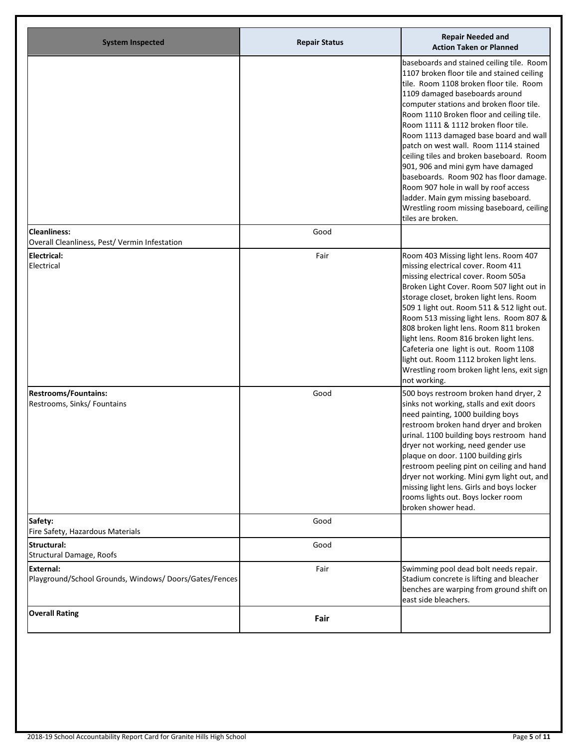| System Inspected | Repair Status | Repair Needed and Action Taken or Planned |
|---|---|---|
| | | baseboards and stained ceiling tile. Room 1107 broken floor tile and stained ceiling tile. Room 1108 broken floor tile. Room 1109 damaged baseboards around computer stations and broken floor tile. Room 1110 Broken floor and ceiling tile. Room 1111 & 1112 broken floor tile. Room 1113 damaged base board and wall patch on west wall. Room 1114 stained ceiling tiles and broken baseboard. Room 901, 906 and mini gym have damaged baseboards. Room 902 has floor damage. Room 907 hole in wall by roof access ladder. Main gym missing baseboard. Wrestling room missing baseboard, ceiling tiles are broken. |
| **Cleanliness:** Overall Cleanliness, Pest/ Vermin Infestation | Good | |
| **Electrical:** Electrical | Fair | Room 403 Missing light lens. Room 407 missing electrical cover. Room 411 missing electrical cover. Room 505a Broken Light Cover. Room 507 light out in storage closet, broken light lens. Room 509 1 light out. Room 511 & 512 light out. Room 513 missing light lens. Room 807 & 808 broken light lens. Room 811 broken light lens. Room 816 broken light lens. Cafeteria one light is out. Room 1108 light out. Room 1112 broken light lens. Wrestling room broken light lens, exit sign not working. |
| **Restrooms/Fountains:** Restrooms, Sinks/ Fountains | Good | 500 boys restroom broken hand dryer, 2 sinks not working, stalls and exit doors need painting, 1000 building boys restroom broken hand dryer and broken urinal. 1100 building boys restroom hand dryer not working, need gender use plaque on door. 1100 building girls restroom peeling pint on ceiling and hand dryer not working. Mini gym light out, and missing light lens. Girls and boys locker rooms lights out. Boys locker room broken shower head. |
| **Safety:** Fire Safety, Hazardous Materials | Good | |
| **Structural:** Structural Damage, Roofs | Good | |
| **External:** Playground/School Grounds, Windows/ Doors/Gates/Fences | Fair | Swimming pool dead bolt needs repair. Stadium concrete is lifting and bleacher benches are warping from ground shift on east side bleachers. |
| **Overall Rating** | **Fair** | |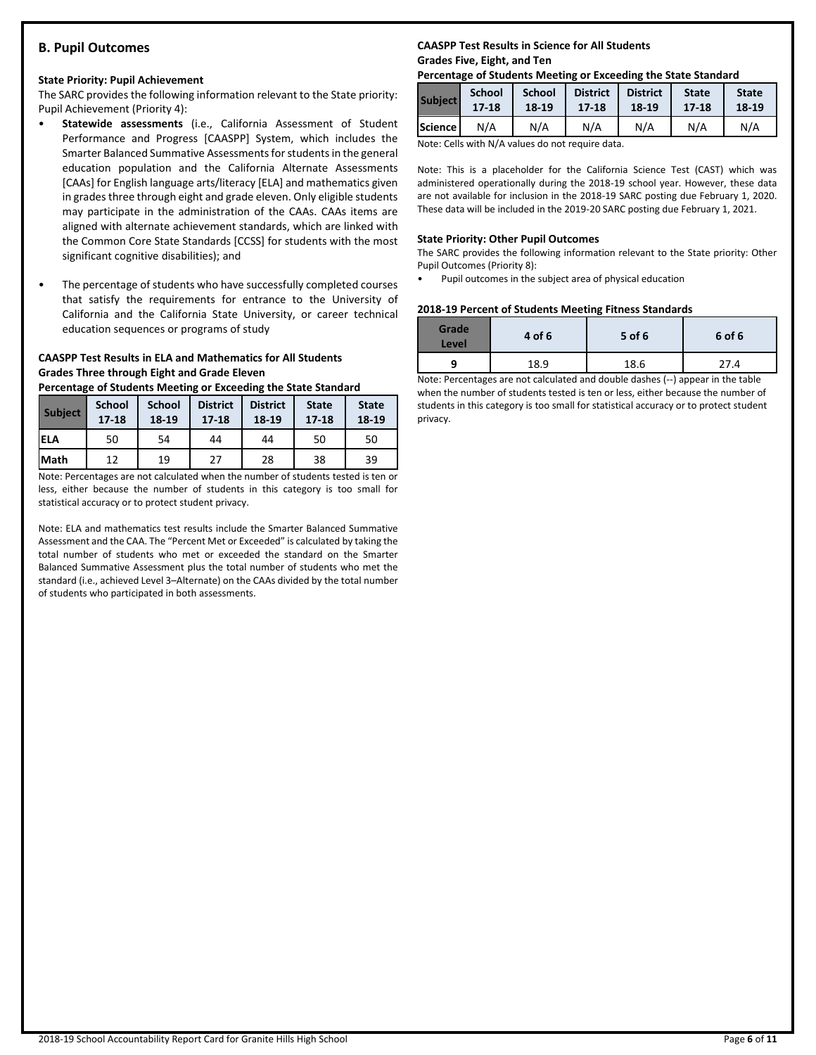## B. Pupil Outcomes

### State Priority: Pupil Achievement

The SARC provides the following information relevant to the State priority: Pupil Achievement (Priority 4):

- **Statewide assessments** (i.e., California Assessment of Student Performance and Progress [CAASPP] System, which includes the Smarter Balanced Summative Assessments for students in the general education population and the California Alternate Assessments [CAAs] for English language arts/literacy [ELA] and mathematics given in grades three through eight and grade eleven. Only eligible students may participate in the administration of the CAAs. CAAs items are aligned with alternate achievement standards, which are linked with the Common Core State Standards [CCSS] for students with the most significant cognitive disabilities); and
- The percentage of students who have successfully completed courses that satisfy the requirements for entrance to the University of California and the California State University, or career technical education sequences or programs of study

**CAASPP Test Results in ELA and Mathematics for All Students**
**Grades Three through Eight and Grade Eleven**
**Percentage of Students Meeting or Exceeding the State Standard**

| Subject | School 17-18 | School 18-19 | District 17-18 | District 18-19 | State 17-18 | State 18-19 |
|---|---|---|---|---|---|---|
| ELA | 50 | 54 | 44 | 44 | 50 | 50 |
| Math | 12 | 19 | 27 | 28 | 38 | 39 |

Note: Percentages are not calculated when the number of students tested is ten or less, either because the number of students in this category is too small for statistical accuracy or to protect student privacy.

Note: ELA and mathematics test results include the Smarter Balanced Summative Assessment and the CAA. The "Percent Met or Exceeded" is calculated by taking the total number of students who met or exceeded the standard on the Smarter Balanced Summative Assessment plus the total number of students who met the standard (i.e., achieved Level 3–Alternate) on the CAAs divided by the total number of students who participated in both assessments.

**CAASPP Test Results in Science for All Students**
**Grades Five, Eight, and Ten**
**Percentage of Students Meeting or Exceeding the State Standard**

| Subject | School 17-18 | School 18-19 | District 17-18 | District 18-19 | State 17-18 | State 18-19 |
|---|---|---|---|---|---|---|
| Science | N/A | N/A | N/A | N/A | N/A | N/A |

Note: Cells with N/A values do not require data.

Note: This is a placeholder for the California Science Test (CAST) which was administered operationally during the 2018-19 school year. However, these data are not available for inclusion in the 2018-19 SARC posting due February 1, 2020. These data will be included in the 2019-20 SARC posting due February 1, 2021.

### State Priority: Other Pupil Outcomes

The SARC provides the following information relevant to the State priority: Other Pupil Outcomes (Priority 8):

- Pupil outcomes in the subject area of physical education

**2018-19 Percent of Students Meeting Fitness Standards**

| Grade Level | 4 of 6 | 5 of 6 | 6 of 6 |
|---|---|---|---|
| 9 | 18.9 | 18.6 | 27.4 |

Note: Percentages are not calculated and double dashes (--) appear in the table when the number of students tested is ten or less, either because the number of students in this category is too small for statistical accuracy or to protect student privacy.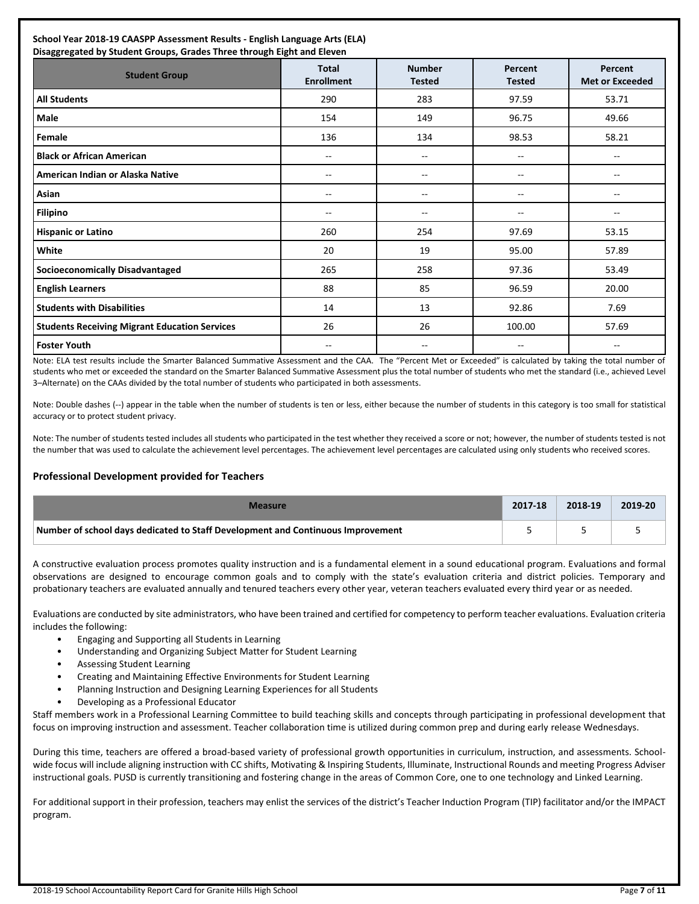**School Year 2018-19 CAASPP Assessment Results - English Language Arts (ELA)**
**Disaggregated by Student Groups, Grades Three through Eight and Eleven**

| Student Group | Total Enrollment | Number Tested | Percent Tested | Percent Met or Exceeded |
|---|---|---|---|---|
| **All Students** | 290 | 283 | 97.59 | 53.71 |
| **Male** | 154 | 149 | 96.75 | 49.66 |
| **Female** | 136 | 134 | 98.53 | 58.21 |
| **Black or African American** | -- | -- | -- | -- |
| **American Indian or Alaska Native** | -- | -- | -- | -- |
| **Asian** | -- | -- | -- | -- |
| **Filipino** | -- | -- | -- | -- |
| **Hispanic or Latino** | 260 | 254 | 97.69 | 53.15 |
| **White** | 20 | 19 | 95.00 | 57.89 |
| **Socioeconomically Disadvantaged** | 265 | 258 | 97.36 | 53.49 |
| **English Learners** | 88 | 85 | 96.59 | 20.00 |
| **Students with Disabilities** | 14 | 13 | 92.86 | 7.69 |
| **Students Receiving Migrant Education Services** | 26 | 26 | 100.00 | 57.69 |
| **Foster Youth** | -- | -- | -- | -- |

Note: ELA test results include the Smarter Balanced Summative Assessment and the CAA. The "Percent Met or Exceeded" is calculated by taking the total number of students who met or exceeded the standard on the Smarter Balanced Summative Assessment plus the total number of students who met the standard (i.e., achieved Level 3–Alternate) on the CAAs divided by the total number of students who participated in both assessments.

Note: Double dashes (--) appear in the table when the number of students is ten or less, either because the number of students in this category is too small for statistical accuracy or to protect student privacy.

Note: The number of students tested includes all students who participated in the test whether they received a score or not; however, the number of students tested is not the number that was used to calculate the achievement level percentages. The achievement level percentages are calculated using only students who received scores.

## Professional Development provided for Teachers

| Measure | 2017-18 | 2018-19 | 2019-20 |
|---|---|---|---|
| **Number of school days dedicated to Staff Development and Continuous Improvement** | 5 | 5 | 5 |

A constructive evaluation process promotes quality instruction and is a fundamental element in a sound educational program. Evaluations and formal observations are designed to encourage common goals and to comply with the state's evaluation criteria and district policies. Temporary and probationary teachers are evaluated annually and tenured teachers every other year, veteran teachers evaluated every third year or as needed.

Evaluations are conducted by site administrators, who have been trained and certified for competency to perform teacher evaluations. Evaluation criteria includes the following:

- Engaging and Supporting all Students in Learning
- Understanding and Organizing Subject Matter for Student Learning
- Assessing Student Learning
- Creating and Maintaining Effective Environments for Student Learning
- Planning Instruction and Designing Learning Experiences for all Students
- Developing as a Professional Educator

Staff members work in a Professional Learning Committee to build teaching skills and concepts through participating in professional development that focus on improving instruction and assessment. Teacher collaboration time is utilized during common prep and during early release Wednesdays.

During this time, teachers are offered a broad-based variety of professional growth opportunities in curriculum, instruction, and assessments. School-wide focus will include aligning instruction with CC shifts, Motivating & Inspiring Students, Illuminate, Instructional Rounds and meeting Progress Adviser instructional goals. PUSD is currently transitioning and fostering change in the areas of Common Core, one to one technology and Linked Learning.

For additional support in their profession, teachers may enlist the services of the district's Teacher Induction Program (TIP) facilitator and/or the IMPACT program.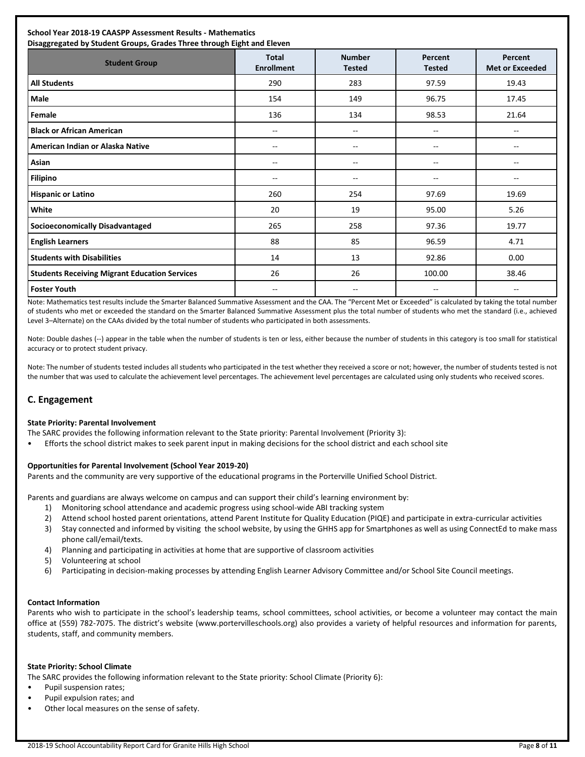**School Year 2018-19 CAASPP Assessment Results - Mathematics**
**Disaggregated by Student Groups, Grades Three through Eight and Eleven**

| Student Group | Total Enrollment | Number Tested | Percent Tested | Percent Met or Exceeded |
|---|---|---|---|---|
| **All Students** | 290 | 283 | 97.59 | 19.43 |
| **Male** | 154 | 149 | 96.75 | 17.45 |
| **Female** | 136 | 134 | 98.53 | 21.64 |
| **Black or African American** | -- | -- | -- | -- |
| **American Indian or Alaska Native** | -- | -- | -- | -- |
| **Asian** | -- | -- | -- | -- |
| **Filipino** | -- | -- | -- | -- |
| **Hispanic or Latino** | 260 | 254 | 97.69 | 19.69 |
| **White** | 20 | 19 | 95.00 | 5.26 |
| **Socioeconomically Disadvantaged** | 265 | 258 | 97.36 | 19.77 |
| **English Learners** | 88 | 85 | 96.59 | 4.71 |
| **Students with Disabilities** | 14 | 13 | 92.86 | 0.00 |
| **Students Receiving Migrant Education Services** | 26 | 26 | 100.00 | 38.46 |
| **Foster Youth** | -- | -- | -- | -- |

Note: Mathematics test results include the Smarter Balanced Summative Assessment and the CAA. The "Percent Met or Exceeded" is calculated by taking the total number of students who met or exceeded the standard on the Smarter Balanced Summative Assessment plus the total number of students who met the standard (i.e., achieved Level 3–Alternate) on the CAAs divided by the total number of students who participated in both assessments.

Note: Double dashes (--) appear in the table when the number of students is ten or less, either because the number of students in this category is too small for statistical accuracy or to protect student privacy.

Note: The number of students tested includes all students who participated in the test whether they received a score or not; however, the number of students tested is not the number that was used to calculate the achievement level percentages. The achievement level percentages are calculated using only students who received scores.

## C. Engagement

**State Priority: Parental Involvement**

The SARC provides the following information relevant to the State priority: Parental Involvement (Priority 3):

- Efforts the school district makes to seek parent input in making decisions for the school district and each school site

**Opportunities for Parental Involvement (School Year 2019-20)**

Parents and the community are very supportive of the educational programs in the Porterville Unified School District.

Parents and guardians are always welcome on campus and can support their child's learning environment by:

1) Monitoring school attendance and academic progress using school-wide ABI tracking system
2) Attend school hosted parent orientations, attend Parent Institute for Quality Education (PIQE) and participate in extra-curricular activities
3) Stay connected and informed by visiting the school website, by using the GHHS app for Smartphones as well as using ConnectEd to make mass phone call/email/texts.
4) Planning and participating in activities at home that are supportive of classroom activities
5) Volunteering at school
6) Participating in decision-making processes by attending English Learner Advisory Committee and/or School Site Council meetings.

**Contact Information**

Parents who wish to participate in the school's leadership teams, school committees, school activities, or become a volunteer may contact the main office at (559) 782-7075. The district's website (www.portervilleschools.org) also provides a variety of helpful resources and information for parents, students, staff, and community members.

**State Priority: School Climate**

The SARC provides the following information relevant to the State priority: School Climate (Priority 6):

- Pupil suspension rates;
- Pupil expulsion rates; and
- Other local measures on the sense of safety.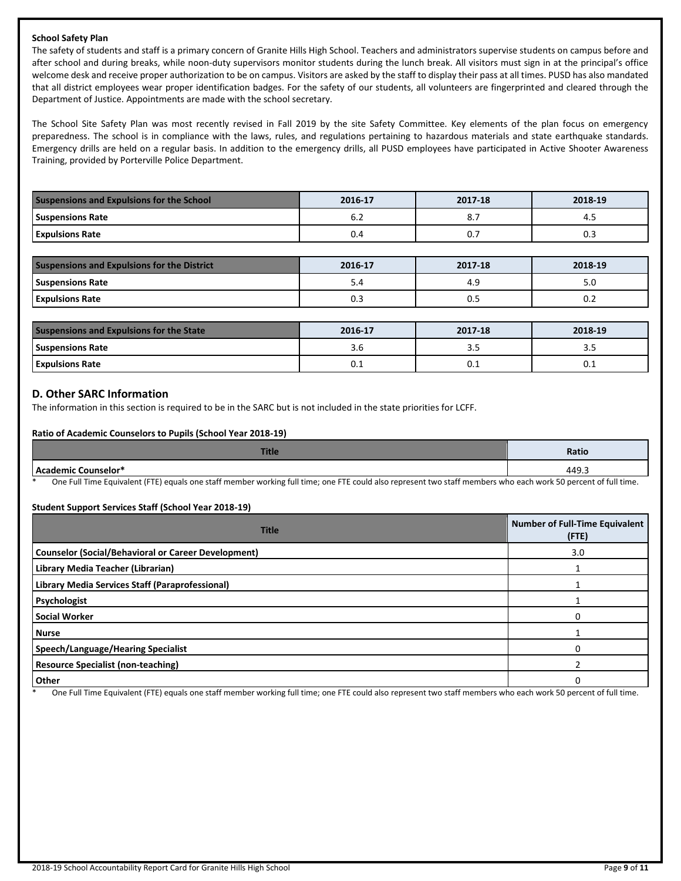**School Safety Plan**

The safety of students and staff is a primary concern of Granite Hills High School. Teachers and administrators supervise students on campus before and after school and during breaks, while noon-duty supervisors monitor students during the lunch break. All visitors must sign in at the principal's office welcome desk and receive proper authorization to be on campus. Visitors are asked by the staff to display their pass at all times. PUSD has also mandated that all district employees wear proper identification badges. For the safety of our students, all volunteers are fingerprinted and cleared through the Department of Justice. Appointments are made with the school secretary.

The School Site Safety Plan was most recently revised in Fall 2019 by the site Safety Committee. Key elements of the plan focus on emergency preparedness. The school is in compliance with the laws, rules, and regulations pertaining to hazardous materials and state earthquake standards. Emergency drills are held on a regular basis. In addition to the emergency drills, all PUSD employees have participated in Active Shooter Awareness Training, provided by Porterville Police Department.

| Suspensions and Expulsions for the School | 2016-17 | 2017-18 | 2018-19 |
|---|---|---|---|
| Suspensions Rate | 6.2 | 8.7 | 4.5 |
| Expulsions Rate | 0.4 | 0.7 | 0.3 |

| Suspensions and Expulsions for the District | 2016-17 | 2017-18 | 2018-19 |
|---|---|---|---|
| Suspensions Rate | 5.4 | 4.9 | 5.0 |
| Expulsions Rate | 0.3 | 0.5 | 0.2 |

| Suspensions and Expulsions for the State | 2016-17 | 2017-18 | 2018-19 |
|---|---|---|---|
| Suspensions Rate | 3.6 | 3.5 | 3.5 |
| Expulsions Rate | 0.1 | 0.1 | 0.1 |

## D. Other SARC Information

The information in this section is required to be in the SARC but is not included in the state priorities for LCFF.

**Ratio of Academic Counselors to Pupils (School Year 2018-19)**

| Title | Ratio |
|---|---|
| Academic Counselor* | 449.3 |

\* One Full Time Equivalent (FTE) equals one staff member working full time; one FTE could also represent two staff members who each work 50 percent of full time.

**Student Support Services Staff (School Year 2018-19)**

| Title | Number of Full-Time Equivalent (FTE) |
|---|---|
| Counselor (Social/Behavioral or Career Development) | 3.0 |
| Library Media Teacher (Librarian) | 1 |
| Library Media Services Staff (Paraprofessional) | 1 |
| Psychologist | 1 |
| Social Worker | 0 |
| Nurse | 1 |
| Speech/Language/Hearing Specialist | 0 |
| Resource Specialist (non-teaching) | 2 |
| Other | 0 |

\* One Full Time Equivalent (FTE) equals one staff member working full time; one FTE could also represent two staff members who each work 50 percent of full time.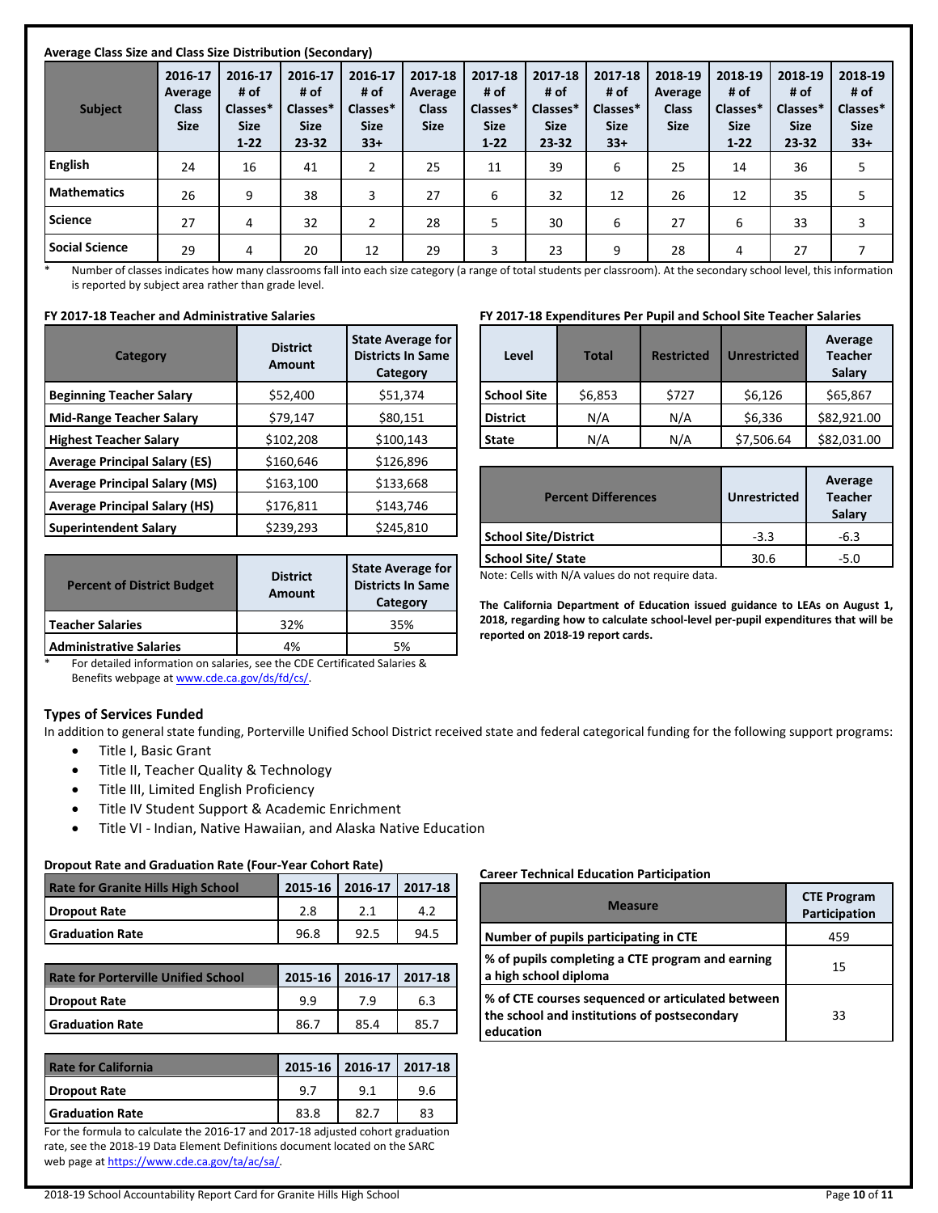**Average Class Size and Class Size Distribution (Secondary)**

| Subject | 2016-17 Average Class Size | 2016-17 # of Classes* Size 1-22 | 2016-17 # of Classes* Size 23-32 | 2016-17 # of Classes* Size 33+ | 2017-18 Average Class Size | 2017-18 # of Classes* Size 1-22 | 2017-18 # of Classes* Size 23-32 | 2017-18 # of Classes* Size 33+ | 2018-19 Average Class Size | 2018-19 # of Classes* Size 1-22 | 2018-19 # of Classes* Size 23-32 | 2018-19 # of Classes* Size 33+ |
|---|---|---|---|---|---|---|---|---|---|---|---|---|
| English | 24 | 16 | 41 | 2 | 25 | 11 | 39 | 6 | 25 | 14 | 36 | 5 |
| Mathematics | 26 | 9 | 38 | 3 | 27 | 6 | 32 | 12 | 26 | 12 | 35 | 5 |
| Science | 27 | 4 | 32 | 2 | 28 | 5 | 30 | 6 | 27 | 6 | 33 | 3 |
| Social Science | 29 | 4 | 20 | 12 | 29 | 3 | 23 | 9 | 28 | 4 | 27 | 7 |

\* Number of classes indicates how many classrooms fall into each size category (a range of total students per classroom). At the secondary school level, this information is reported by subject area rather than grade level.

**FY 2017-18 Teacher and Administrative Salaries**

| Category | District Amount | State Average for Districts In Same Category |
|---|---|---|
| Beginning Teacher Salary | $52,400 | $51,374 |
| Mid-Range Teacher Salary | $79,147 | $80,151 |
| Highest Teacher Salary | $102,208 | $100,143 |
| Average Principal Salary (ES) | $160,646 | $126,896 |
| Average Principal Salary (MS) | $163,100 | $133,668 |
| Average Principal Salary (HS) | $176,811 | $143,746 |
| Superintendent Salary | $239,293 | $245,810 |

| Percent of District Budget | District Amount | State Average for Districts In Same Category |
|---|---|---|
| Teacher Salaries | 32% | 35% |
| Administrative Salaries | 4% | 5% |

\* For detailed information on salaries, see the CDE Certificated Salaries & Benefits webpage at www.cde.ca.gov/ds/fd/cs/.

**FY 2017-18 Expenditures Per Pupil and School Site Teacher Salaries**

| Level | Total | Restricted | Unrestricted | Average Teacher Salary |
|---|---|---|---|---|
| School Site | $6,853 | $727 | $6,126 | $65,867 |
| District | N/A | N/A | $6,336 | $82,921.00 |
| State | N/A | N/A | $7,506.64 | $82,031.00 |

| Percent Differences | Unrestricted | Average Teacher Salary |
|---|---|---|
| School Site/District | -3.3 | -6.3 |
| School Site/ State | 30.6 | -5.0 |

Note: Cells with N/A values do not require data.

**The California Department of Education issued guidance to LEAs on August 1, 2018, regarding how to calculate school-level per-pupil expenditures that will be reported on 2018-19 report cards.**

### Types of Services Funded

In addition to general state funding, Porterville Unified School District received state and federal categorical funding for the following support programs:

- Title I, Basic Grant
- Title II, Teacher Quality & Technology
- Title III, Limited English Proficiency
- Title IV Student Support & Academic Enrichment
- Title VI - Indian, Native Hawaiian, and Alaska Native Education

**Dropout Rate and Graduation Rate (Four-Year Cohort Rate)**

| Rate for Granite Hills High School | 2015-16 | 2016-17 | 2017-18 |
|---|---|---|---|
| Dropout Rate | 2.8 | 2.1 | 4.2 |
| Graduation Rate | 96.8 | 92.5 | 94.5 |

| Rate for Porterville Unified School | 2015-16 | 2016-17 | 2017-18 |
|---|---|---|---|
| Dropout Rate | 9.9 | 7.9 | 6.3 |
| Graduation Rate | 86.7 | 85.4 | 85.7 |

| Rate for California | 2015-16 | 2016-17 | 2017-18 |
|---|---|---|---|
| Dropout Rate | 9.7 | 9.1 | 9.6 |
| Graduation Rate | 83.8 | 82.7 | 83 |

For the formula to calculate the 2016-17 and 2017-18 adjusted cohort graduation rate, see the 2018-19 Data Element Definitions document located on the SARC web page at https://www.cde.ca.gov/ta/ac/sa/.

**Career Technical Education Participation**

| Measure | CTE Program Participation |
|---|---|
| Number of pupils participating in CTE | 459 |
| % of pupils completing a CTE program and earning a high school diploma | 15 |
| % of CTE courses sequenced or articulated between the school and institutions of postsecondary education | 33 |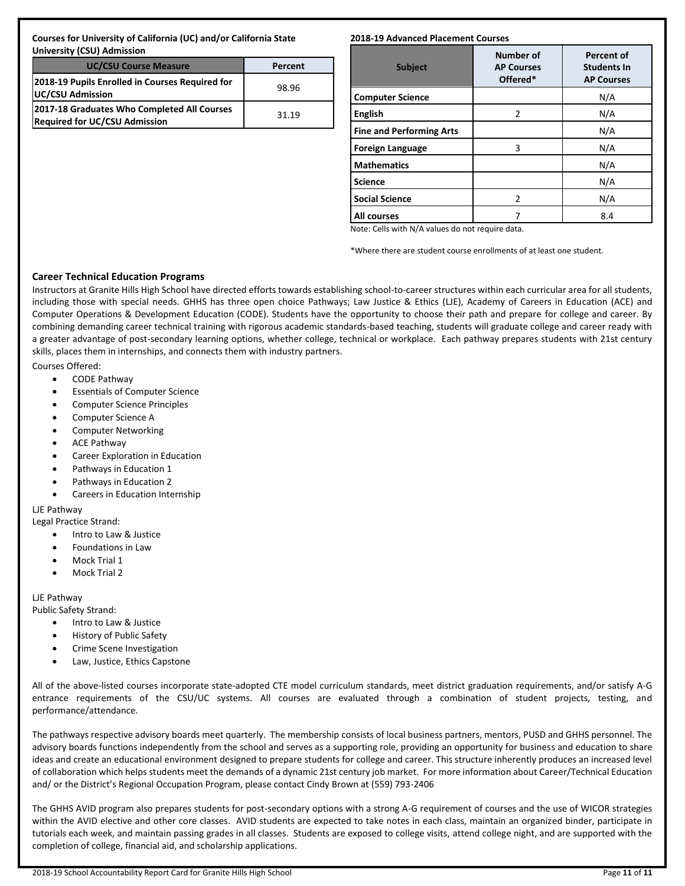**Courses for University of California (UC) and/or California State University (CSU) Admission**

| UC/CSU Course Measure | Percent |
| --- | --- |
| 2018-19 Pupils Enrolled in Courses Required for UC/CSU Admission | 98.96 |
| 2017-18 Graduates Who Completed All Courses Required for UC/CSU Admission | 31.19 |

**2018-19 Advanced Placement Courses**

| Subject | Number of AP Courses Offered* | Percent of Students In AP Courses |
| --- | --- | --- |
| Computer Science | | N/A |
| English | 2 | N/A |
| Fine and Performing Arts | | N/A |
| Foreign Language | 3 | N/A |
| Mathematics | | N/A |
| Science | | N/A |
| Social Science | 2 | N/A |
| All courses | 7 | 8.4 |

Note: Cells with N/A values do not require data.

*Where there are student course enrollments of at least one student.

### Career Technical Education Programs

Instructors at Granite Hills High School have directed efforts towards establishing school-to-career structures within each curricular area for all students, including those with special needs. GHHS has three open choice Pathways; Law Justice & Ethics (LJE), Academy of Careers in Education (ACE) and Computer Operations & Development Education (CODE). Students have the opportunity to choose their path and prepare for college and career. By combining demanding career technical training with rigorous academic standards-based teaching, students will graduate college and career ready with a greater advantage of post-secondary learning options, whether college, technical or workplace. Each pathway prepares students with 21st century skills, places them in internships, and connects them with industry partners.

Courses Offered:

- CODE Pathway
- Essentials of Computer Science
- Computer Science Principles
- Computer Science A
- Computer Networking
- ACE Pathway
- Career Exploration in Education
- Pathways in Education 1
- Pathways in Education 2
- Careers in Education Internship

LJE Pathway
Legal Practice Strand:

- Intro to Law & Justice
- Foundations in Law
- Mock Trial 1
- Mock Trial 2

LJE Pathway
Public Safety Strand:

- Intro to Law & Justice
- History of Public Safety
- Crime Scene Investigation
- Law, Justice, Ethics Capstone

All of the above-listed courses incorporate state-adopted CTE model curriculum standards, meet district graduation requirements, and/or satisfy A-G entrance requirements of the CSU/UC systems. All courses are evaluated through a combination of student projects, testing, and performance/attendance.

The pathways respective advisory boards meet quarterly. The membership consists of local business partners, mentors, PUSD and GHHS personnel. The advisory boards functions independently from the school and serves as a supporting role, providing an opportunity for business and education to share ideas and create an educational environment designed to prepare students for college and career. This structure inherently produces an increased level of collaboration which helps students meet the demands of a dynamic 21st century job market. For more information about Career/Technical Education and/ or the District's Regional Occupation Program, please contact Cindy Brown at (559) 793-2406

The GHHS AVID program also prepares students for post-secondary options with a strong A-G requirement of courses and the use of WICOR strategies within the AVID elective and other core classes. AVID students are expected to take notes in each class, maintain an organized binder, participate in tutorials each week, and maintain passing grades in all classes. Students are exposed to college visits, attend college night, and are supported with the completion of college, financial aid, and scholarship applications.